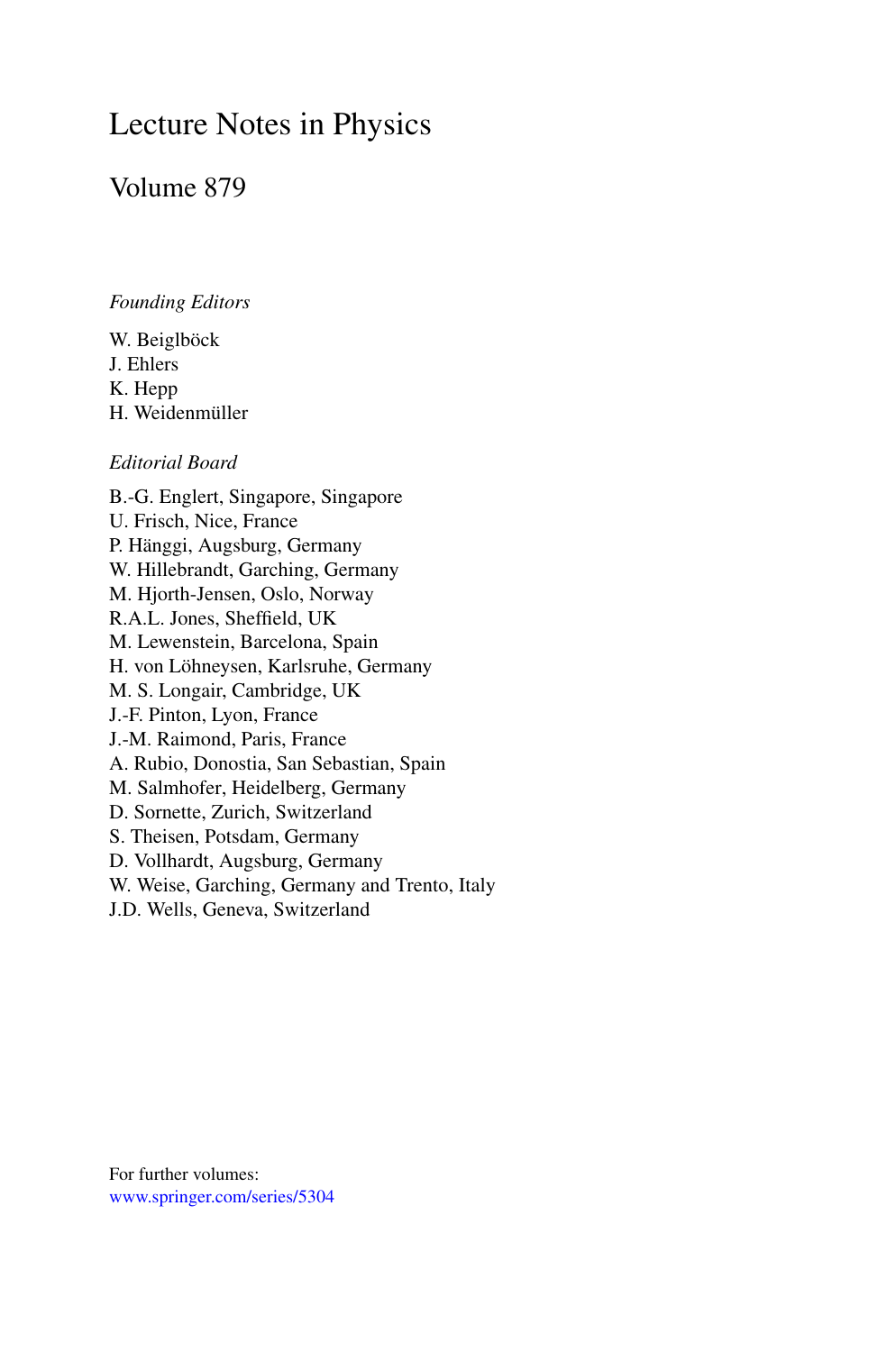# Lecture Notes in Physics

## Volume 879

*Founding Editors*

W. Beiglböck
J. Ehlers
K. Hepp
H. Weidenmüller

*Editorial Board*

B.-G. Englert, Singapore, Singapore
U. Frisch, Nice, France
P. Hänggi, Augsburg, Germany
W. Hillebrandt, Garching, Germany
M. Hjorth-Jensen, Oslo, Norway
R.A.L. Jones, Sheffield, UK
M. Lewenstein, Barcelona, Spain
H. von Löhneysen, Karlsruhe, Germany
M. S. Longair, Cambridge, UK
J.-F. Pinton, Lyon, France
J.-M. Raimond, Paris, France
A. Rubio, Donostia, San Sebastian, Spain
M. Salmhofer, Heidelberg, Germany
D. Sornette, Zurich, Switzerland
S. Theisen, Potsdam, Germany
D. Vollhardt, Augsburg, Germany
W. Weise, Garching, Germany and Trento, Italy
J.D. Wells, Geneva, Switzerland

For further volumes:
www.springer.com/series/5304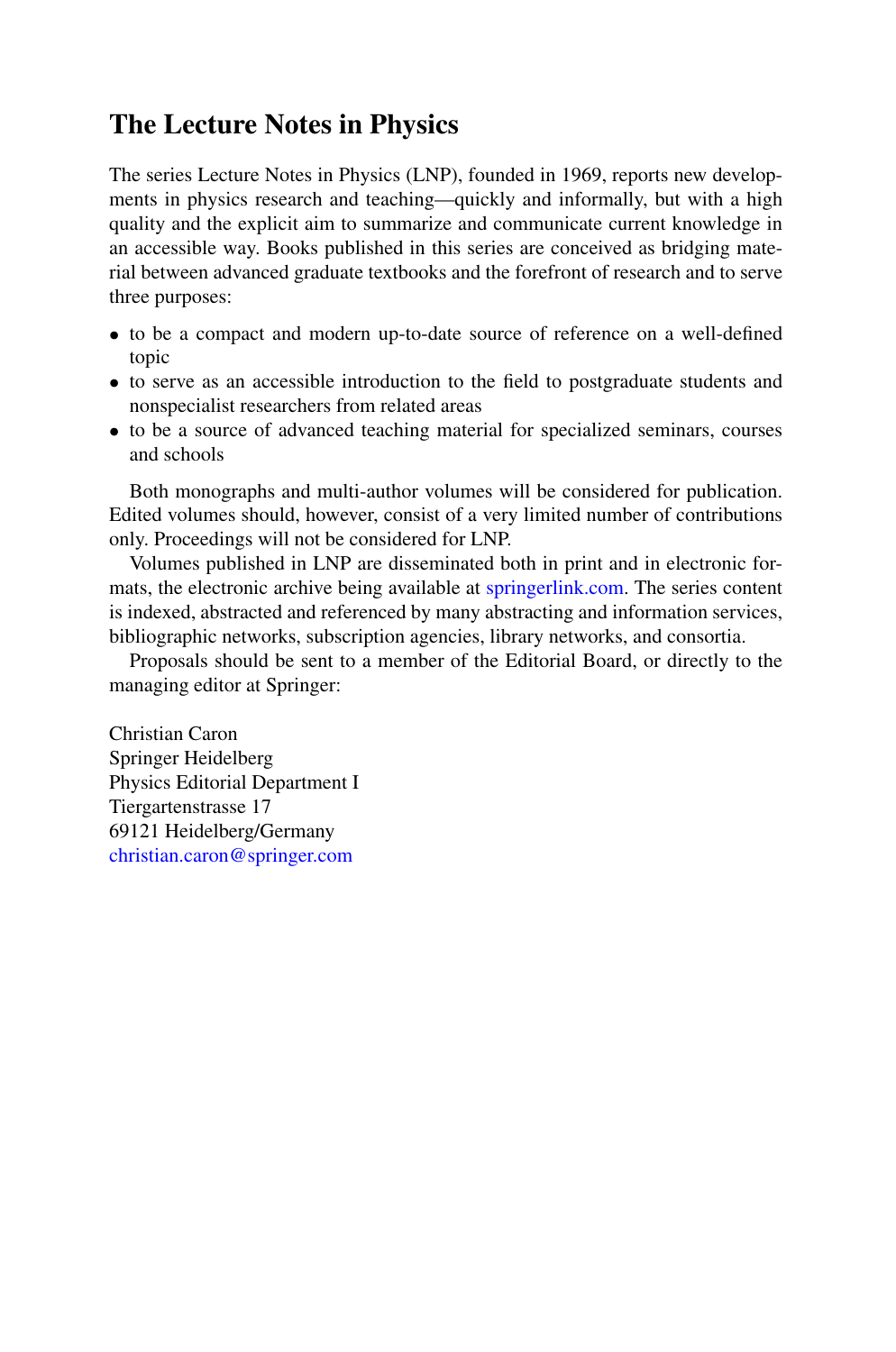# The Lecture Notes in Physics

The series Lecture Notes in Physics (LNP), founded in 1969, reports new developments in physics research and teaching—quickly and informally, but with a high quality and the explicit aim to summarize and communicate current knowledge in an accessible way. Books published in this series are conceived as bridging material between advanced graduate textbooks and the forefront of research and to serve three purposes:

- to be a compact and modern up-to-date source of reference on a well-defined topic
- to serve as an accessible introduction to the field to postgraduate students and nonspecialist researchers from related areas
- to be a source of advanced teaching material for specialized seminars, courses and schools

Both monographs and multi-author volumes will be considered for publication. Edited volumes should, however, consist of a very limited number of contributions only. Proceedings will not be considered for LNP.

Volumes published in LNP are disseminated both in print and in electronic formats, the electronic archive being available at springerlink.com. The series content is indexed, abstracted and referenced by many abstracting and information services, bibliographic networks, subscription agencies, library networks, and consortia.

Proposals should be sent to a member of the Editorial Board, or directly to the managing editor at Springer:

Christian Caron
Springer Heidelberg
Physics Editorial Department I
Tiergartenstrasse 17
69121 Heidelberg/Germany
christian.caron@springer.com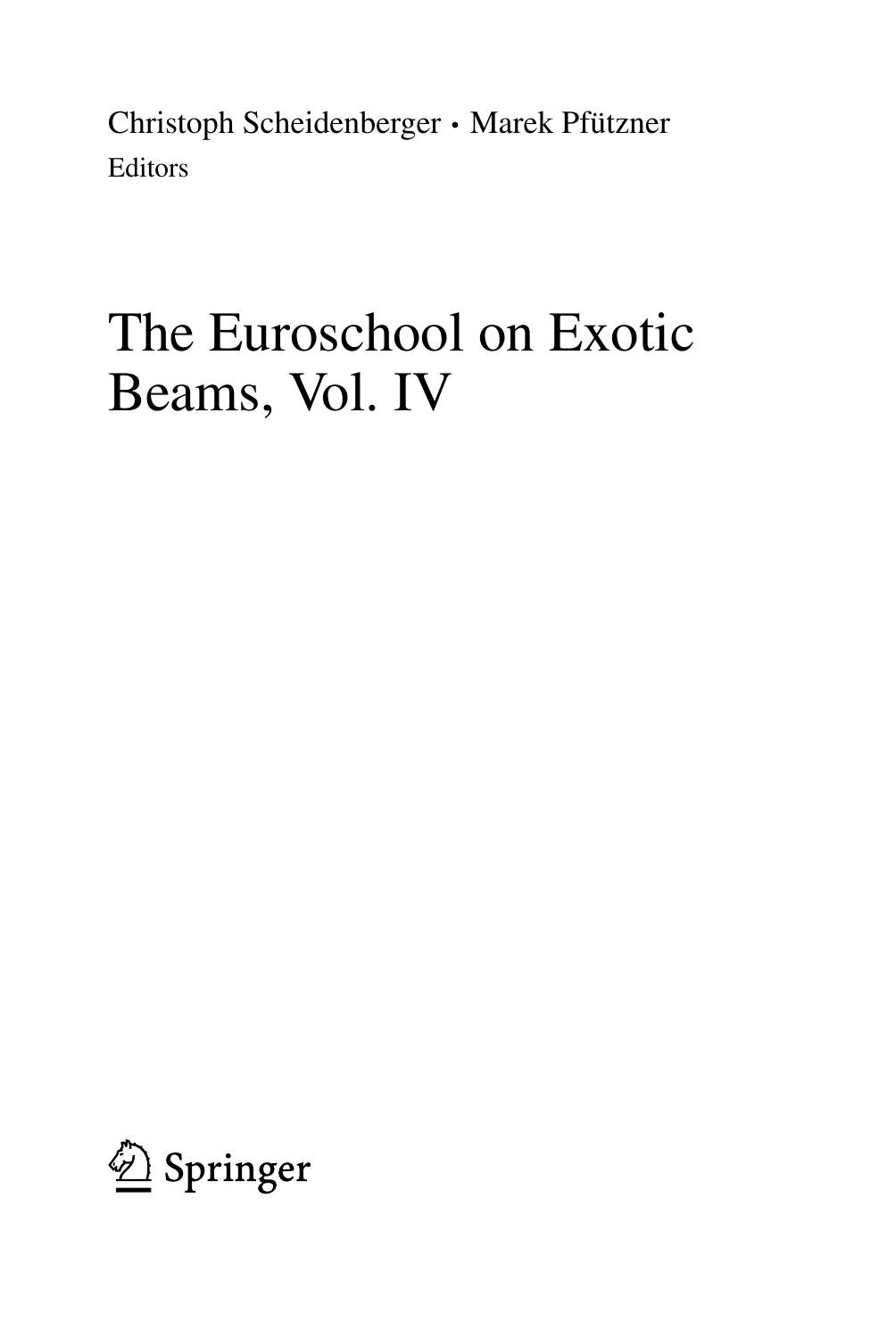Christoph Scheidenberger • Marek Pfützner
Editors

# The Euroschool on Exotic Beams, Vol. IV

Springer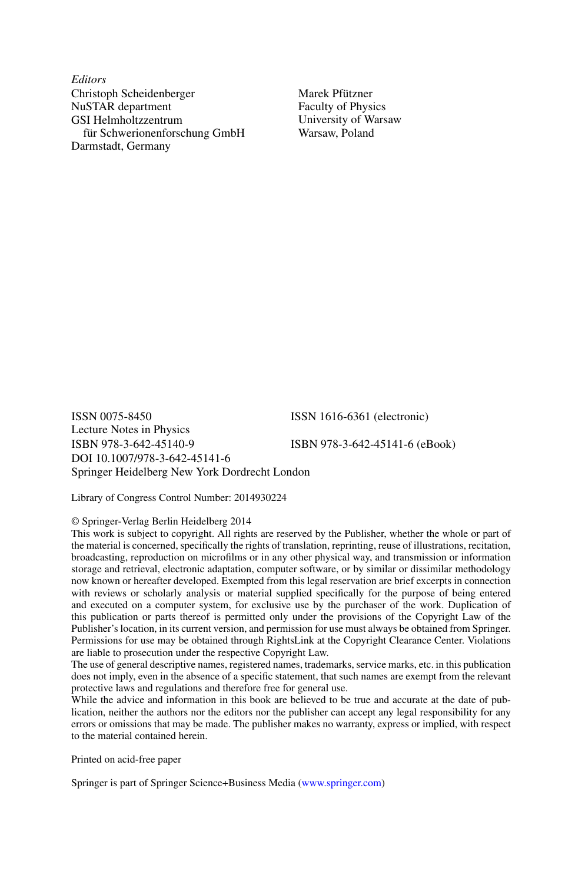*Editors*

Christoph Scheidenberger
NuSTAR department
GSI Helmholtzzentrum
für Schwerionenforschung GmbH
Darmstadt, Germany

Marek Pfützner
Faculty of Physics
University of Warsaw
Warsaw, Poland

ISSN 0075-8450 ISSN 1616-6361 (electronic)
Lecture Notes in Physics
ISBN 978-3-642-45140-9 ISBN 978-3-642-45141-6 (eBook)
DOI 10.1007/978-3-642-45141-6
Springer Heidelberg New York Dordrecht London

Library of Congress Control Number: 2014930224

© Springer-Verlag Berlin Heidelberg 2014

This work is subject to copyright. All rights are reserved by the Publisher, whether the whole or part of the material is concerned, specifically the rights of translation, reprinting, reuse of illustrations, recitation, broadcasting, reproduction on microfilms or in any other physical way, and transmission or information storage and retrieval, electronic adaptation, computer software, or by similar or dissimilar methodology now known or hereafter developed. Exempted from this legal reservation are brief excerpts in connection with reviews or scholarly analysis or material supplied specifically for the purpose of being entered and executed on a computer system, for exclusive use by the purchaser of the work. Duplication of this publication or parts thereof is permitted only under the provisions of the Copyright Law of the Publisher's location, in its current version, and permission for use must always be obtained from Springer. Permissions for use may be obtained through RightsLink at the Copyright Clearance Center. Violations are liable to prosecution under the respective Copyright Law.

The use of general descriptive names, registered names, trademarks, service marks, etc. in this publication does not imply, even in the absence of a specific statement, that such names are exempt from the relevant protective laws and regulations and therefore free for general use.

While the advice and information in this book are believed to be true and accurate at the date of publication, neither the authors nor the editors nor the publisher can accept any legal responsibility for any errors or omissions that may be made. The publisher makes no warranty, express or implied, with respect to the material contained herein.

Printed on acid-free paper

Springer is part of Springer Science+Business Media (www.springer.com)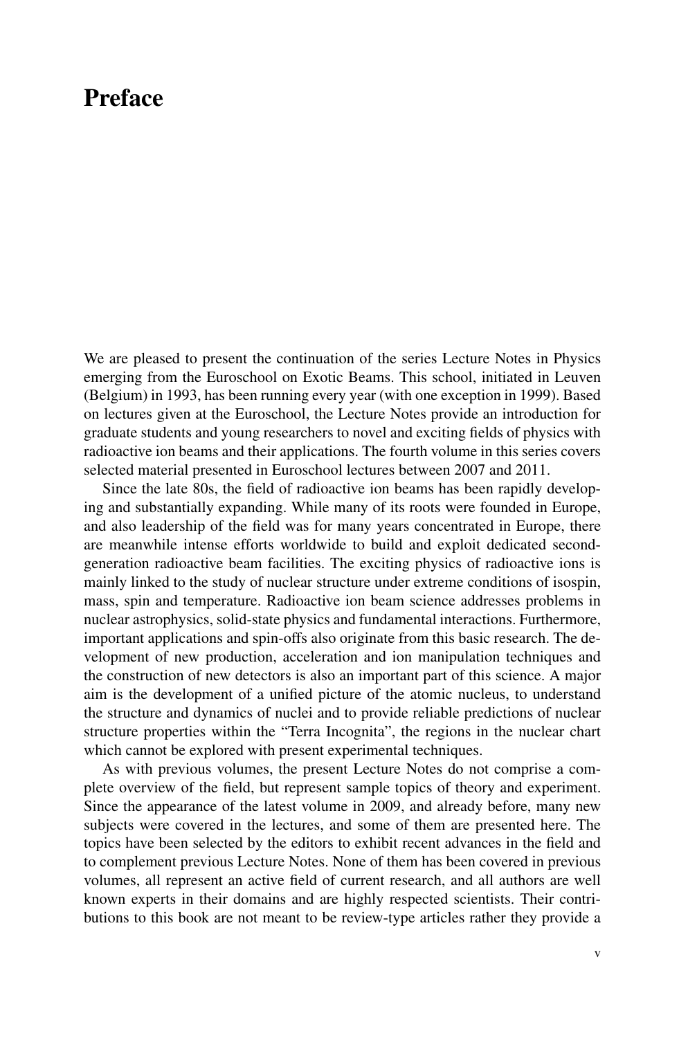# Preface

We are pleased to present the continuation of the series Lecture Notes in Physics emerging from the Euroschool on Exotic Beams. This school, initiated in Leuven (Belgium) in 1993, has been running every year (with one exception in 1999). Based on lectures given at the Euroschool, the Lecture Notes provide an introduction for graduate students and young researchers to novel and exciting fields of physics with radioactive ion beams and their applications. The fourth volume in this series covers selected material presented in Euroschool lectures between 2007 and 2011.

Since the late 80s, the field of radioactive ion beams has been rapidly developing and substantially expanding. While many of its roots were founded in Europe, and also leadership of the field was for many years concentrated in Europe, there are meanwhile intense efforts worldwide to build and exploit dedicated second-generation radioactive beam facilities. The exciting physics of radioactive ions is mainly linked to the study of nuclear structure under extreme conditions of isospin, mass, spin and temperature. Radioactive ion beam science addresses problems in nuclear astrophysics, solid-state physics and fundamental interactions. Furthermore, important applications and spin-offs also originate from this basic research. The development of new production, acceleration and ion manipulation techniques and the construction of new detectors is also an important part of this science. A major aim is the development of a unified picture of the atomic nucleus, to understand the structure and dynamics of nuclei and to provide reliable predictions of nuclear structure properties within the "Terra Incognita", the regions in the nuclear chart which cannot be explored with present experimental techniques.

As with previous volumes, the present Lecture Notes do not comprise a complete overview of the field, but represent sample topics of theory and experiment. Since the appearance of the latest volume in 2009, and already before, many new subjects were covered in the lectures, and some of them are presented here. The topics have been selected by the editors to exhibit recent advances in the field and to complement previous Lecture Notes. None of them has been covered in previous volumes, all represent an active field of current research, and all authors are well known experts in their domains and are highly respected scientists. Their contributions to this book are not meant to be review-type articles rather they provide a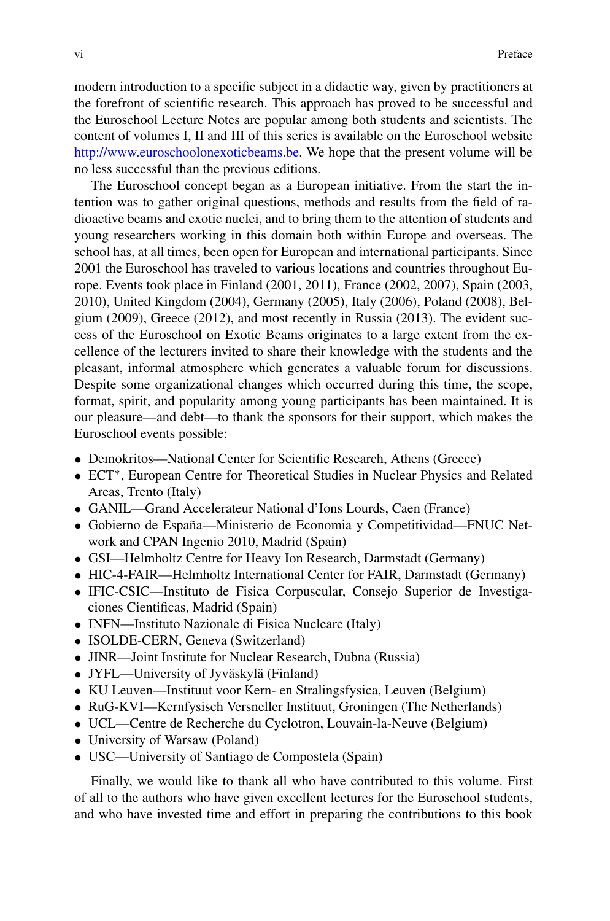modern introduction to a specific subject in a didactic way, given by practitioners at the forefront of scientific research. This approach has proved to be successful and the Euroschool Lecture Notes are popular among both students and scientists. The content of volumes I, II and III of this series is available on the Euroschool website http://www.euroschoolonexoticbeams.be. We hope that the present volume will be no less successful than the previous editions.

The Euroschool concept began as a European initiative. From the start the intention was to gather original questions, methods and results from the field of radioactive beams and exotic nuclei, and to bring them to the attention of students and young researchers working in this domain both within Europe and overseas. The school has, at all times, been open for European and international participants. Since 2001 the Euroschool has traveled to various locations and countries throughout Europe. Events took place in Finland (2001, 2011), France (2002, 2007), Spain (2003, 2010), United Kingdom (2004), Germany (2005), Italy (2006), Poland (2008), Belgium (2009), Greece (2012), and most recently in Russia (2013). The evident success of the Euroschool on Exotic Beams originates to a large extent from the excellence of the lecturers invited to share their knowledge with the students and the pleasant, informal atmosphere which generates a valuable forum for discussions. Despite some organizational changes which occurred during this time, the scope, format, spirit, and popularity among young participants has been maintained. It is our pleasure—and debt—to thank the sponsors for their support, which makes the Euroschool events possible:

- Demokritos—National Center for Scientific Research, Athens (Greece)
- ECT*, European Centre for Theoretical Studies in Nuclear Physics and Related Areas, Trento (Italy)
- GANIL—Grand Accelerateur National d'Ions Lourds, Caen (France)
- Gobierno de España—Ministerio de Economia y Competitividad—FNUC Network and CPAN Ingenio 2010, Madrid (Spain)
- GSI—Helmholtz Centre for Heavy Ion Research, Darmstadt (Germany)
- HIC-4-FAIR—Helmholtz International Center for FAIR, Darmstadt (Germany)
- IFIC-CSIC—Instituto de Fisica Corpuscular, Consejo Superior de Investigaciones Cientificas, Madrid (Spain)
- INFN—Instituto Nazionale di Fisica Nucleare (Italy)
- ISOLDE-CERN, Geneva (Switzerland)
- JINR—Joint Institute for Nuclear Research, Dubna (Russia)
- JYFL—University of Jyväskylä (Finland)
- KU Leuven—Instituut voor Kern- en Stralingsfysica, Leuven (Belgium)
- RuG-KVI—Kernfysisch Versneller Instituut, Groningen (The Netherlands)
- UCL—Centre de Recherche du Cyclotron, Louvain-la-Neuve (Belgium)
- University of Warsaw (Poland)
- USC—University of Santiago de Compostela (Spain)

Finally, we would like to thank all who have contributed to this volume. First of all to the authors who have given excellent lectures for the Euroschool students, and who have invested time and effort in preparing the contributions to this book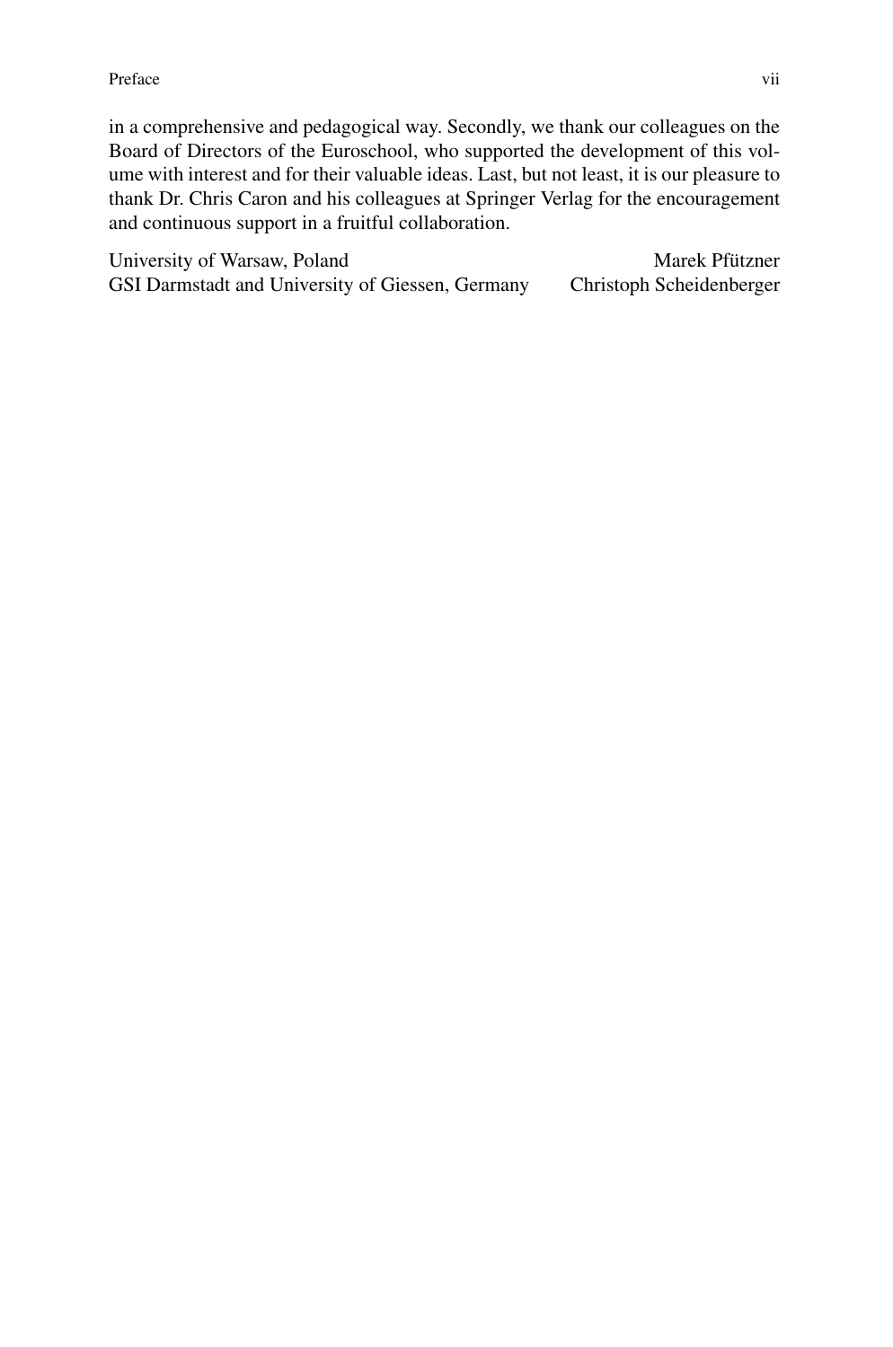in a comprehensive and pedagogical way. Secondly, we thank our colleagues on the Board of Directors of the Euroschool, who supported the development of this volume with interest and for their valuable ideas. Last, but not least, it is our pleasure to thank Dr. Chris Caron and his colleagues at Springer Verlag for the encouragement and continuous support in a fruitful collaboration.

| | |
|---|---|
| University of Warsaw, Poland | Marek Pfützner |
| GSI Darmstadt and University of Giessen, Germany | Christoph Scheidenberger |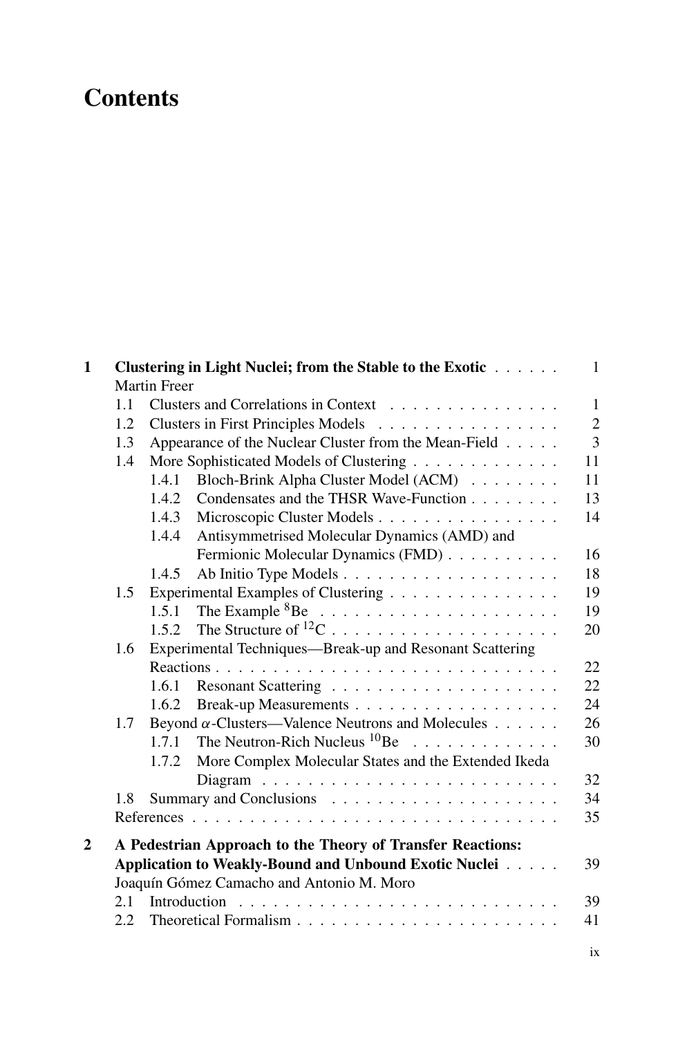# Contents

**1 Clustering in Light Nuclei; from the Stable to the Exotic** . . . . . . 1
Martin Freer
- 1.1 Clusters and Correlations in Context . . . . . . . . . . . . . . . 1
- 1.2 Clusters in First Principles Models . . . . . . . . . . . . . . . . 2
- 1.3 Appearance of the Nuclear Cluster from the Mean-Field . . . . . 3
- 1.4 More Sophisticated Models of Clustering . . . . . . . . . . . . . 11
  - 1.4.1 Bloch-Brink Alpha Cluster Model (ACM) . . . . . . . . 11
  - 1.4.2 Condensates and the THSR Wave-Function . . . . . . . . 13
  - 1.4.3 Microscopic Cluster Models . . . . . . . . . . . . . . . . 14
  - 1.4.4 Antisymmetrised Molecular Dynamics (AMD) and Fermionic Molecular Dynamics (FMD) . . . . . . . . . . 16
  - 1.4.5 Ab Initio Type Models . . . . . . . . . . . . . . . . . . . 18
- 1.5 Experimental Examples of Clustering . . . . . . . . . . . . . . . 19
  - 1.5.1 The Example $^{8}$Be . . . . . . . . . . . . . . . . . . . . 19
  - 1.5.2 The Structure of $^{12}$C . . . . . . . . . . . . . . . . . . . 20
- 1.6 Experimental Techniques—Break-up and Resonant Scattering Reactions . . . . . . . . . . . . . . . . . . . . . . . . . . . . . . 22
  - 1.6.1 Resonant Scattering . . . . . . . . . . . . . . . . . . . . 22
  - 1.6.2 Break-up Measurements . . . . . . . . . . . . . . . . . . 24
- 1.7 Beyond $\alpha$-Clusters—Valence Neutrons and Molecules . . . . . . 26
  - 1.7.1 The Neutron-Rich Nucleus $^{10}$Be . . . . . . . . . . . . . 30
  - 1.7.2 More Complex Molecular States and the Extended Ikeda Diagram . . . . . . . . . . . . . . . . . . . . . . . . . 32
- 1.8 Summary and Conclusions . . . . . . . . . . . . . . . . . . . . 34
- References . . . . . . . . . . . . . . . . . . . . . . . . . . . . . . . 35

**2 A Pedestrian Approach to the Theory of Transfer Reactions: Application to Weakly-Bound and Unbound Exotic Nuclei** . . . . . 39
Joaquín Gómez Camacho and Antonio M. Moro
- 2.1 Introduction . . . . . . . . . . . . . . . . . . . . . . . . . . . . 39
- 2.2 Theoretical Formalism . . . . . . . . . . . . . . . . . . . . . . . 41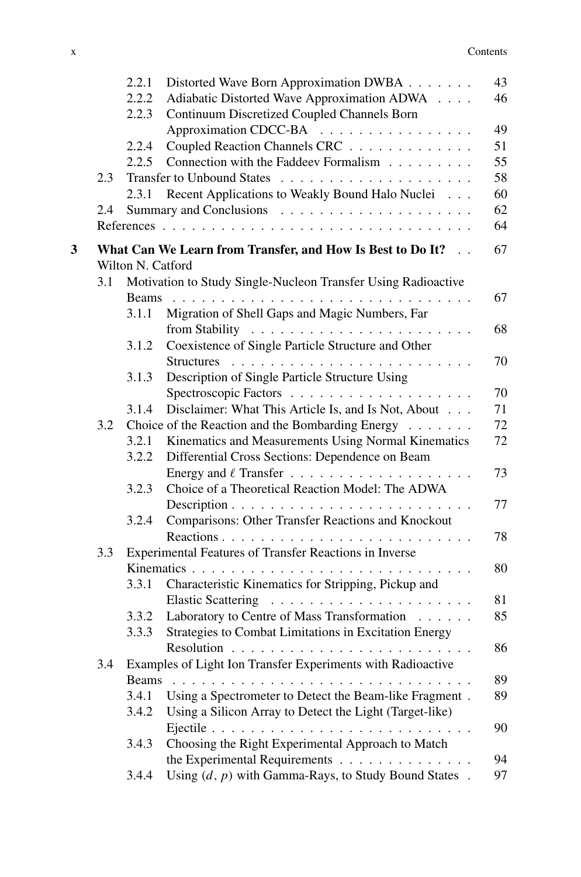2.2.1 Distorted Wave Born Approximation DWBA . . . . . . . 43
2.2.2 Adiabatic Distorted Wave Approximation ADWA . . . . 46
2.2.3 Continuum Discretized Coupled Channels Born Approximation CDCC-BA . . . . . . . . . . . . . . . . 49
2.2.4 Coupled Reaction Channels CRC . . . . . . . . . . . . . 51
2.2.5 Connection with the Faddeev Formalism . . . . . . . . . 55

2.3 Transfer to Unbound States . . . . . . . . . . . . . . . . . . . . 58
2.3.1 Recent Applications to Weakly Bound Halo Nuclei . . . 60

2.4 Summary and Conclusions . . . . . . . . . . . . . . . . . . . . 62

References . . . . . . . . . . . . . . . . . . . . . . . . . . . . . . . . 64

**3 What Can We Learn from Transfer, and How Is Best to Do It?** . . 67
Wilton N. Catford

3.1 Motivation to Study Single-Nucleon Transfer Using Radioactive Beams . . . . . . . . . . . . . . . . . . . . . . . . . . . . . . . . 67
3.1.1 Migration of Shell Gaps and Magic Numbers, Far from Stability . . . . . . . . . . . . . . . . . . . . . . 68
3.1.2 Coexistence of Single Particle Structure and Other Structures . . . . . . . . . . . . . . . . . . . . . . . . . 70
3.1.3 Description of Single Particle Structure Using Spectroscopic Factors . . . . . . . . . . . . . . . . . . . 70
3.1.4 Disclaimer: What This Article Is, and Is Not, About . . . 71

3.2 Choice of the Reaction and the Bombarding Energy . . . . . . . 72
3.2.1 Kinematics and Measurements Using Normal Kinematics 72
3.2.2 Differential Cross Sections: Dependence on Beam Energy and $\ell$ Transfer . . . . . . . . . . . . . . . . . . 73
3.2.3 Choice of a Theoretical Reaction Model: The ADWA Description . . . . . . . . . . . . . . . . . . . . . . . . . 77
3.2.4 Comparisons: Other Transfer Reactions and Knockout Reactions . . . . . . . . . . . . . . . . . . . . . . . . . . 78

3.3 Experimental Features of Transfer Reactions in Inverse Kinematics . . . . . . . . . . . . . . . . . . . . . . . . . . . . . 80
3.3.1 Characteristic Kinematics for Stripping, Pickup and Elastic Scattering . . . . . . . . . . . . . . . . . . . . . 81
3.3.2 Laboratory to Centre of Mass Transformation . . . . . . 85
3.3.3 Strategies to Combat Limitations in Excitation Energy Resolution . . . . . . . . . . . . . . . . . . . . . . . . . 86

3.4 Examples of Light Ion Transfer Experiments with Radioactive Beams . . . . . . . . . . . . . . . . . . . . . . . . . . . . . . . . 89
3.4.1 Using a Spectrometer to Detect the Beam-like Fragment . 89
3.4.2 Using a Silicon Array to Detect the Light (Target-like) Ejectile . . . . . . . . . . . . . . . . . . . . . . . . . . . 90
3.4.3 Choosing the Right Experimental Approach to Match the Experimental Requirements . . . . . . . . . . . . . . 94
3.4.4 Using $(d, p)$ with Gamma-Rays, to Study Bound States . 97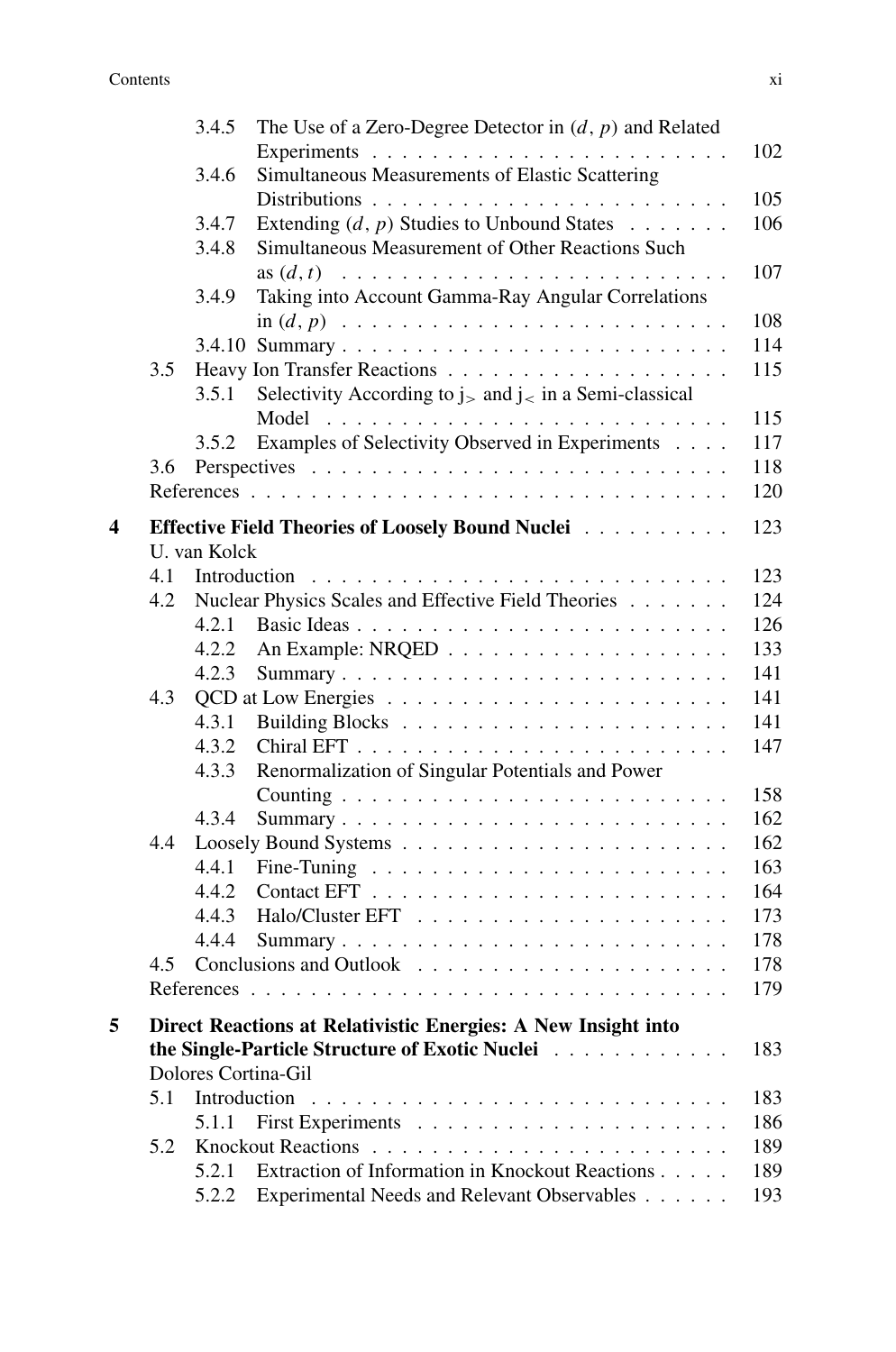3.4.5 The Use of a Zero-Degree Detector in $(d, p)$ and Related Experiments . . . . . . . . . . . . . . . . . . . . . . . . 102
3.4.6 Simultaneous Measurements of Elastic Scattering Distributions . . . . . . . . . . . . . . . . . . . . . . . . 105
3.4.7 Extending $(d, p)$ Studies to Unbound States . . . . . . . 106
3.4.8 Simultaneous Measurement of Other Reactions Such as $(d, t)$ . . . . . . . . . . . . . . . . . . . . . . . . . 107
3.4.9 Taking into Account Gamma-Ray Angular Correlations in $(d, p)$ . . . . . . . . . . . . . . . . . . . . . . . . . 108
3.4.10 Summary . . . . . . . . . . . . . . . . . . . . . . . . . 114
3.5 Heavy Ion Transfer Reactions . . . . . . . . . . . . . . . . . . . 115
3.5.1 Selectivity According to $j_>$ and $j_<$ in a Semi-classical Model . . . . . . . . . . . . . . . . . . . . . . . . . . 115
3.5.2 Examples of Selectivity Observed in Experiments . . . . 117
3.6 Perspectives . . . . . . . . . . . . . . . . . . . . . . . . . . . 118
References . . . . . . . . . . . . . . . . . . . . . . . . . . . . . . 120

**4 Effective Field Theories of Loosely Bound Nuclei . . . . . . . . . . 123**
U. van Kolck
4.1 Introduction . . . . . . . . . . . . . . . . . . . . . . . . . . . 123
4.2 Nuclear Physics Scales and Effective Field Theories . . . . . . . 124
4.2.1 Basic Ideas . . . . . . . . . . . . . . . . . . . . . . . . 126
4.2.2 An Example: NRQED . . . . . . . . . . . . . . . . . . . 133
4.2.3 Summary . . . . . . . . . . . . . . . . . . . . . . . . . 141
4.3 QCD at Low Energies . . . . . . . . . . . . . . . . . . . . . . 141
4.3.1 Building Blocks . . . . . . . . . . . . . . . . . . . . . 141
4.3.2 Chiral EFT . . . . . . . . . . . . . . . . . . . . . . . . 147
4.3.3 Renormalization of Singular Potentials and Power Counting . . . . . . . . . . . . . . . . . . . . . . . . . 158
4.3.4 Summary . . . . . . . . . . . . . . . . . . . . . . . . . 162
4.4 Loosely Bound Systems . . . . . . . . . . . . . . . . . . . . . 162
4.4.1 Fine-Tuning . . . . . . . . . . . . . . . . . . . . . . . 163
4.4.2 Contact EFT . . . . . . . . . . . . . . . . . . . . . . . 164
4.4.3 Halo/Cluster EFT . . . . . . . . . . . . . . . . . . . . 173
4.4.4 Summary . . . . . . . . . . . . . . . . . . . . . . . . . 178
4.5 Conclusions and Outlook . . . . . . . . . . . . . . . . . . . . 178
References . . . . . . . . . . . . . . . . . . . . . . . . . . . . . . 179

**5 Direct Reactions at Relativistic Energies: A New Insight into the Single-Particle Structure of Exotic Nuclei . . . . . . . . . . . . 183**
Dolores Cortina-Gil
5.1 Introduction . . . . . . . . . . . . . . . . . . . . . . . . . . . 183
5.1.1 First Experiments . . . . . . . . . . . . . . . . . . . . 186
5.2 Knockout Reactions . . . . . . . . . . . . . . . . . . . . . . . 189
5.2.1 Extraction of Information in Knockout Reactions . . . . . 189
5.2.2 Experimental Needs and Relevant Observables . . . . . . 193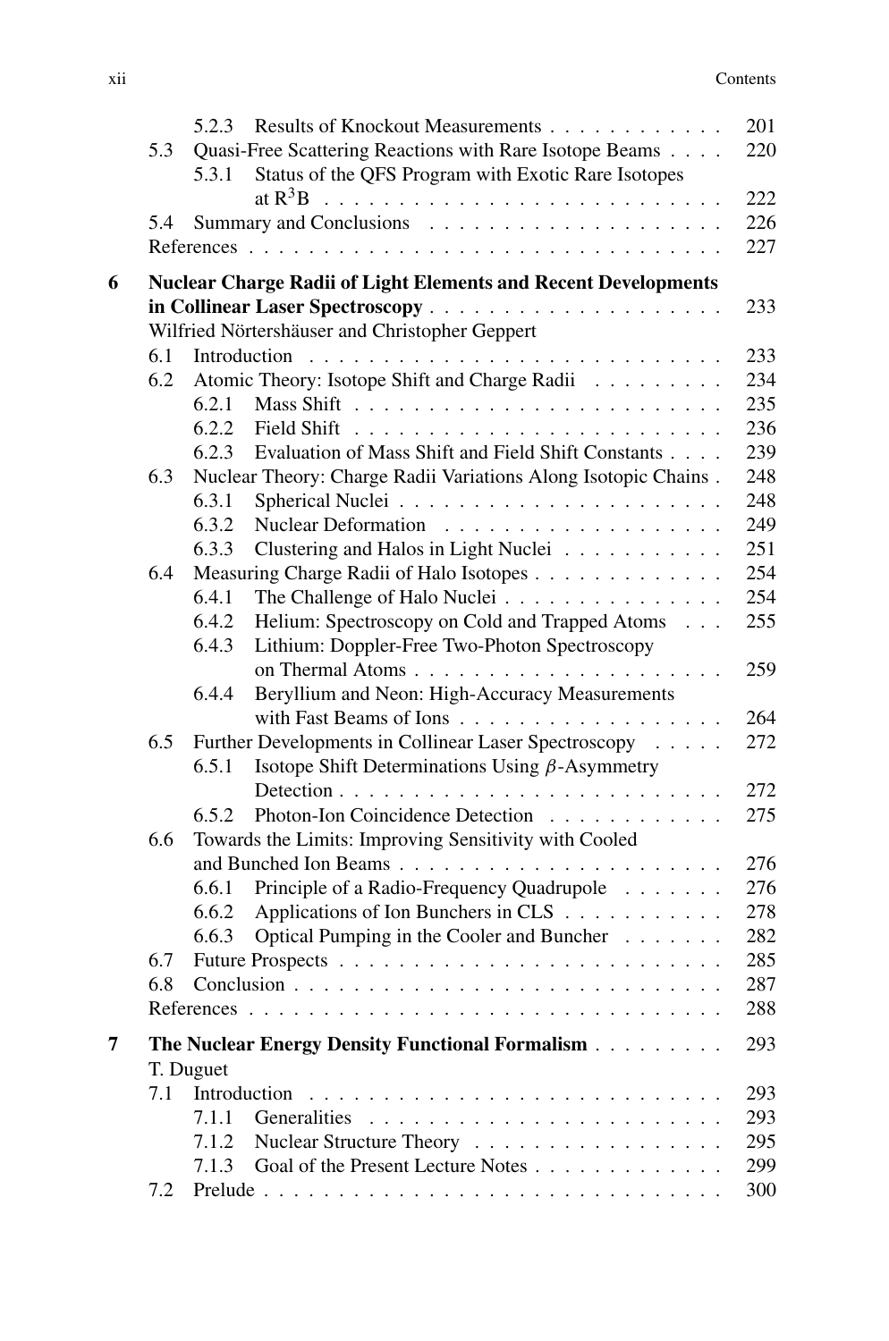5.2.3 Results of Knockout Measurements . . . . . . . . . . . . 201

5.3 Quasi-Free Scattering Reactions with Rare Isotope Beams . . . . 220

5.3.1 Status of the QFS Program with Exotic Rare Isotopes at $R^3B$ . . . . . . . . . . . . . . . . . . . . . . . . 222

5.4 Summary and Conclusions . . . . . . . . . . . . . . . . . . . 226

References . . . . . . . . . . . . . . . . . . . . . . . . . . . . . . 227

**6 Nuclear Charge Radii of Light Elements and Recent Developments in Collinear Laser Spectroscopy** . . . . . . . . . . . . . . . . . . . . 233

Wilfried Nörtershäuser and Christopher Geppert

6.1 Introduction . . . . . . . . . . . . . . . . . . . . . . . . . . . 233

6.2 Atomic Theory: Isotope Shift and Charge Radii . . . . . . . . . 234

6.2.1 Mass Shift . . . . . . . . . . . . . . . . . . . . . . . . 235

6.2.2 Field Shift . . . . . . . . . . . . . . . . . . . . . . . . 236

6.2.3 Evaluation of Mass Shift and Field Shift Constants . . . . 239

6.3 Nuclear Theory: Charge Radii Variations Along Isotopic Chains . 248

6.3.1 Spherical Nuclei . . . . . . . . . . . . . . . . . . . . . 248

6.3.2 Nuclear Deformation . . . . . . . . . . . . . . . . . . . 249

6.3.3 Clustering and Halos in Light Nuclei . . . . . . . . . . . 251

6.4 Measuring Charge Radii of Halo Isotopes . . . . . . . . . . . . . 254

6.4.1 The Challenge of Halo Nuclei . . . . . . . . . . . . . . . 254

6.4.2 Helium: Spectroscopy on Cold and Trapped Atoms . . . 255

6.4.3 Lithium: Doppler-Free Two-Photon Spectroscopy on Thermal Atoms . . . . . . . . . . . . . . . . . . . . . 259

6.4.4 Beryllium and Neon: High-Accuracy Measurements with Fast Beams of Ions . . . . . . . . . . . . . . . . . 264

6.5 Further Developments in Collinear Laser Spectroscopy . . . . . 272

6.5.1 Isotope Shift Determinations Using $\beta$-Asymmetry Detection . . . . . . . . . . . . . . . . . . . . . . . . . 272

6.5.2 Photon-Ion Coincidence Detection . . . . . . . . . . . . 275

6.6 Towards the Limits: Improving Sensitivity with Cooled and Bunched Ion Beams . . . . . . . . . . . . . . . . . . . . . . 276

6.6.1 Principle of a Radio-Frequency Quadrupole . . . . . . . 276

6.6.2 Applications of Ion Bunchers in CLS . . . . . . . . . . . 278

6.6.3 Optical Pumping in the Cooler and Buncher . . . . . . . 282

6.7 Future Prospects . . . . . . . . . . . . . . . . . . . . . . . . . 285

6.8 Conclusion . . . . . . . . . . . . . . . . . . . . . . . . . . . . 287

References . . . . . . . . . . . . . . . . . . . . . . . . . . . . . . 288

**7 The Nuclear Energy Density Functional Formalism** . . . . . . . . . 293

T. Duguet

7.1 Introduction . . . . . . . . . . . . . . . . . . . . . . . . . . . 293

7.1.1 Generalities . . . . . . . . . . . . . . . . . . . . . . . . 293

7.1.2 Nuclear Structure Theory . . . . . . . . . . . . . . . . . 295

7.1.3 Goal of the Present Lecture Notes . . . . . . . . . . . . . 299

7.2 Prelude . . . . . . . . . . . . . . . . . . . . . . . . . . . . . . 300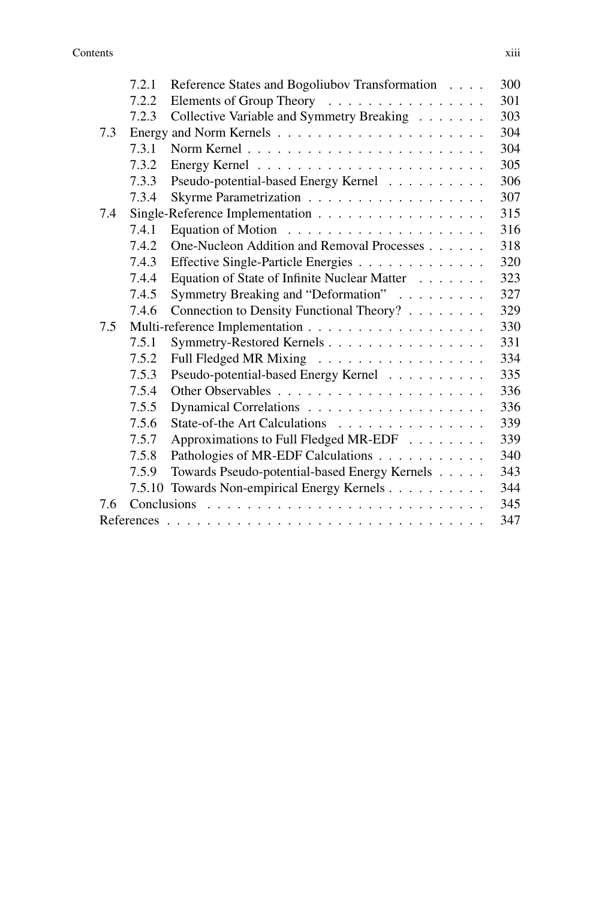7.2.1 Reference States and Bogoliubov Transformation . . . . 300
7.2.2 Elements of Group Theory . . . . . . . . . . . . . . . . 301
7.2.3 Collective Variable and Symmetry Breaking . . . . . . . 303

7.3 Energy and Norm Kernels . . . . . . . . . . . . . . . . . . . . . 304
7.3.1 Norm Kernel . . . . . . . . . . . . . . . . . . . . . . . . 304
7.3.2 Energy Kernel . . . . . . . . . . . . . . . . . . . . . . . 305
7.3.3 Pseudo-potential-based Energy Kernel . . . . . . . . . . 306
7.3.4 Skyrme Parametrization . . . . . . . . . . . . . . . . . . 307

7.4 Single-Reference Implementation . . . . . . . . . . . . . . . . . 315
7.4.1 Equation of Motion . . . . . . . . . . . . . . . . . . . . 316
7.4.2 One-Nucleon Addition and Removal Processes . . . . . . 318
7.4.3 Effective Single-Particle Energies . . . . . . . . . . . . . 320
7.4.4 Equation of State of Infinite Nuclear Matter . . . . . . . 323
7.4.5 Symmetry Breaking and “Deformation” . . . . . . . . . 327
7.4.6 Connection to Density Functional Theory? . . . . . . . . 329

7.5 Multi-reference Implementation . . . . . . . . . . . . . . . . . . 330
7.5.1 Symmetry-Restored Kernels . . . . . . . . . . . . . . . . 331
7.5.2 Full Fledged MR Mixing . . . . . . . . . . . . . . . . . 334
7.5.3 Pseudo-potential-based Energy Kernel . . . . . . . . . . 335
7.5.4 Other Observables . . . . . . . . . . . . . . . . . . . . . 336
7.5.5 Dynamical Correlations . . . . . . . . . . . . . . . . . . 336
7.5.6 State-of-the Art Calculations . . . . . . . . . . . . . . . 339
7.5.7 Approximations to Full Fledged MR-EDF . . . . . . . . 339
7.5.8 Pathologies of MR-EDF Calculations . . . . . . . . . . . 340
7.5.9 Towards Pseudo-potential-based Energy Kernels . . . . . 343
7.5.10 Towards Non-empirical Energy Kernels . . . . . . . . . . 344

7.6 Conclusions . . . . . . . . . . . . . . . . . . . . . . . . . . . . 345

References . . . . . . . . . . . . . . . . . . . . . . . . . . . . . . . 347